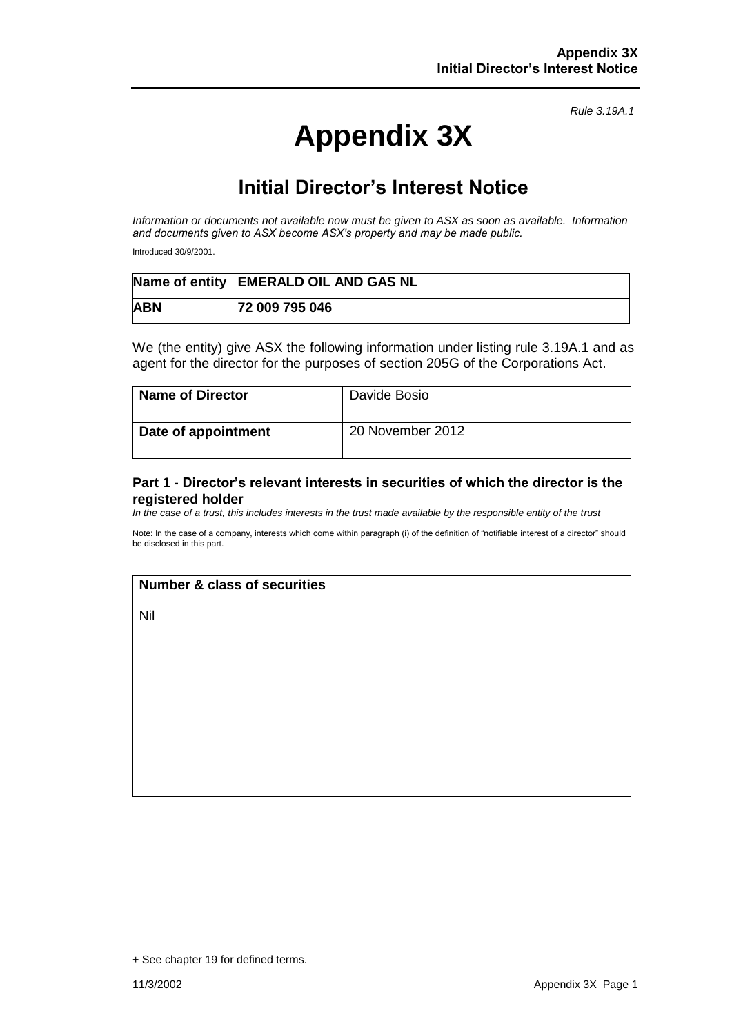*Rule 3.19A.1*

# Appendix 3X

## Initial Director's Interest Notice

*Information or documents not available now must be given to ASX as soon as available. Information and documents given to ASX become ASX's property and may be made public.*

Introduced 30/9/2001.

| **Name of entity** | **EMERALD OIL AND GAS NL** |
|---|---|
| **ABN** | **72 009 795 046** |

We (the entity) give ASX the following information under listing rule 3.19A.1 and as agent for the director for the purposes of section 205G of the Corporations Act.

| **Name of Director** | Davide Bosio |
|---|---|
| **Date of appointment** | 20 November 2012 |

### Part 1 - Director's relevant interests in securities of which the director is the registered holder

*In the case of a trust, this includes interests in the trust made available by the responsible entity of the trust*

Note: In the case of a company, interests which come within paragraph (i) of the definition of "notifiable interest of a director" should be disclosed in this part.

| **Number & class of securities** |
|---|
| Nil |

+ See chapter 19 for defined terms.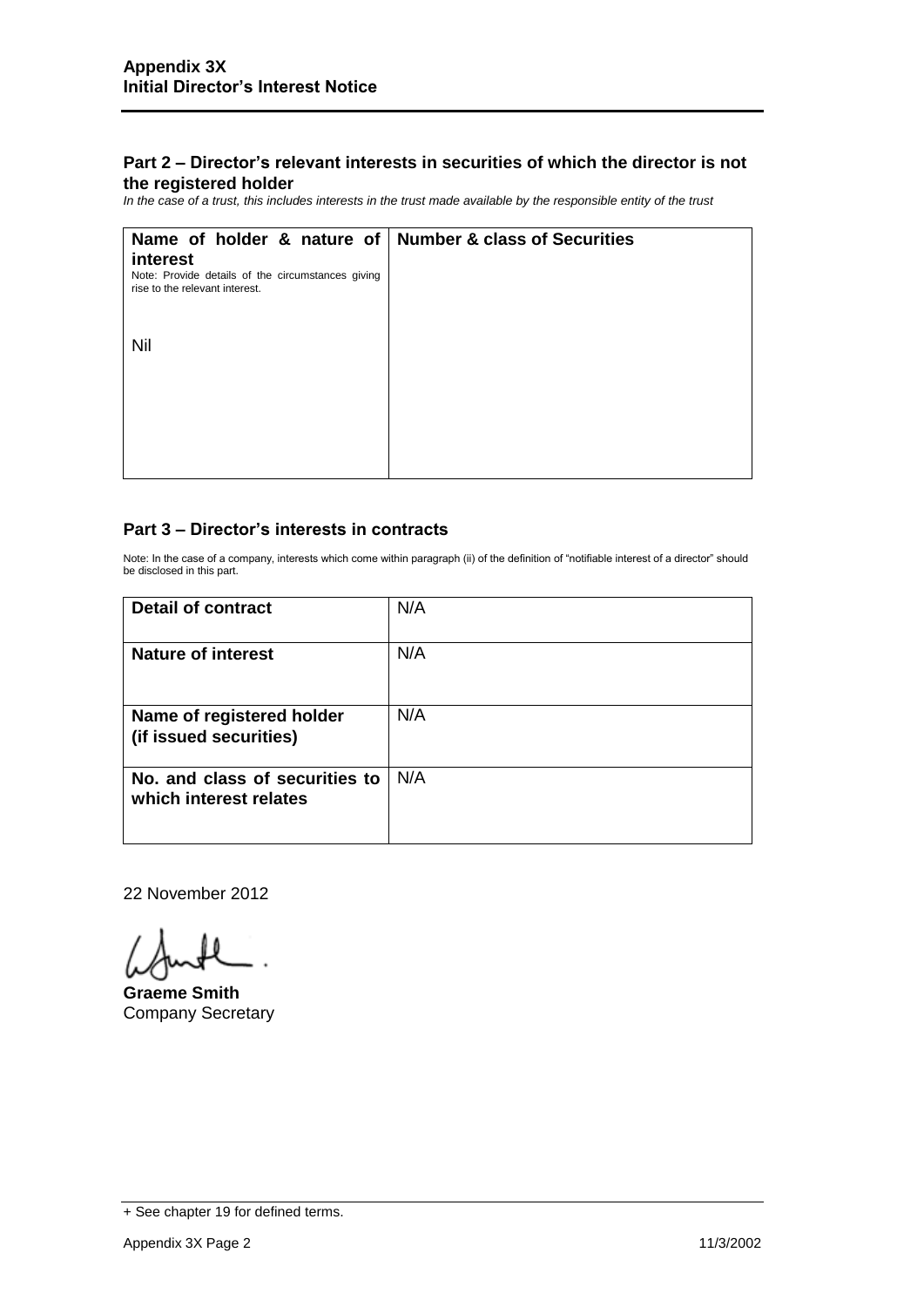## Part 2 – Director's relevant interests in securities of which the director is not the registered holder

*In the case of a trust, this includes interests in the trust made available by the responsible entity of the trust*

| Name of holder & nature of interest<br>Note: Provide details of the circumstances giving rise to the relevant interest. | Number & class of Securities |
|---|---|
| Nil | |

## Part 3 – Director's interests in contracts

Note: In the case of a company, interests which come within paragraph (ii) of the definition of "notifiable interest of a director" should be disclosed in this part.

| | |
|---|---|
| **Detail of contract** | N/A |
| **Nature of interest** | N/A |
| **Name of registered holder (if issued securities)** | N/A |
| **No. and class of securities to which interest relates** | N/A |

22 November 2012

**Graeme Smith**
Company Secretary

+ See chapter 19 for defined terms.